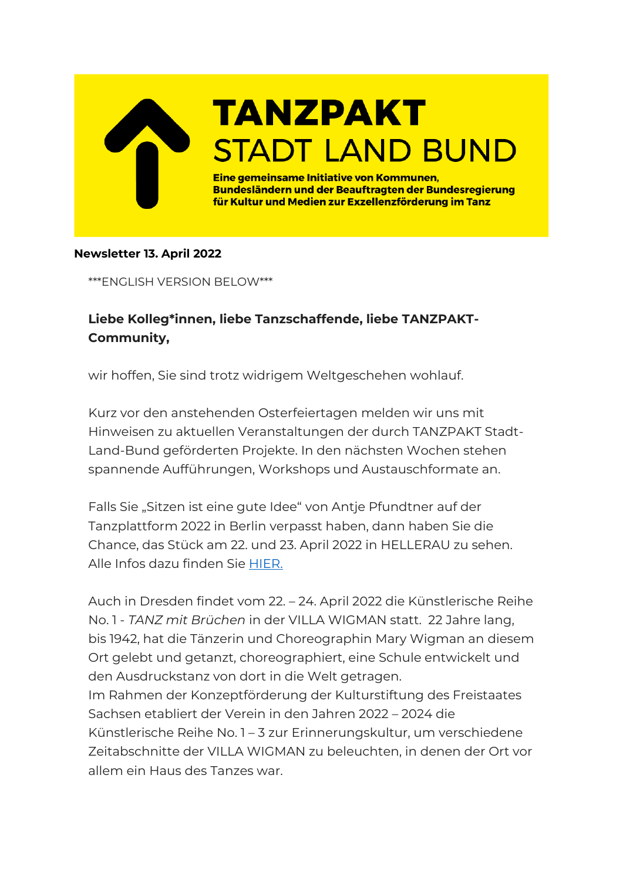# TANZPAKT
## STADT LAND BUND

**Eine gemeinsame Initiative von Kommunen, Bundesländern und der Beauftragten der Bundesregierung für Kultur und Medien zur Exzellenzförderung im Tanz**

**Newsletter 13. April 2022**

***ENGLISH VERSION BELOW***

**Liebe Kolleg*innen, liebe Tanzschaffende, liebe TANZPAKT-Community,**

wir hoffen, Sie sind trotz widrigem Weltgeschehen wohlauf.

Kurz vor den anstehenden Osterfeiertagen melden wir uns mit Hinweisen zu aktuellen Veranstaltungen der durch TANZPAKT Stadt-Land-Bund geförderten Projekte. In den nächsten Wochen stehen spannende Aufführungen, Workshops und Austauschformate an.

Falls Sie „Sitzen ist eine gute Idee" von Antje Pfundtner auf der Tanzplattform 2022 in Berlin verpasst haben, dann haben Sie die Chance, das Stück am 22. und 23. April 2022 in HELLERAU zu sehen. Alle Infos dazu finden Sie HIER.

Auch in Dresden findet vom 22. – 24. April 2022 die Künstlerische Reihe No. 1 - *TANZ mit Brüchen* in der VILLA WIGMAN statt. 22 Jahre lang, bis 1942, hat die Tänzerin und Choreographin Mary Wigman an diesem Ort gelebt und getanzt, choreographiert, eine Schule entwickelt und den Ausdruckstanz von dort in die Welt getragen.
Im Rahmen der Konzeptförderung der Kulturstiftung des Freistaates Sachsen etabliert der Verein in den Jahren 2022 – 2024 die Künstlerische Reihe No. 1 – 3 zur Erinnerungskultur, um verschiedene Zeitabschnitte der VILLA WIGMAN zu beleuchten, in denen der Ort vor allem ein Haus des Tanzes war.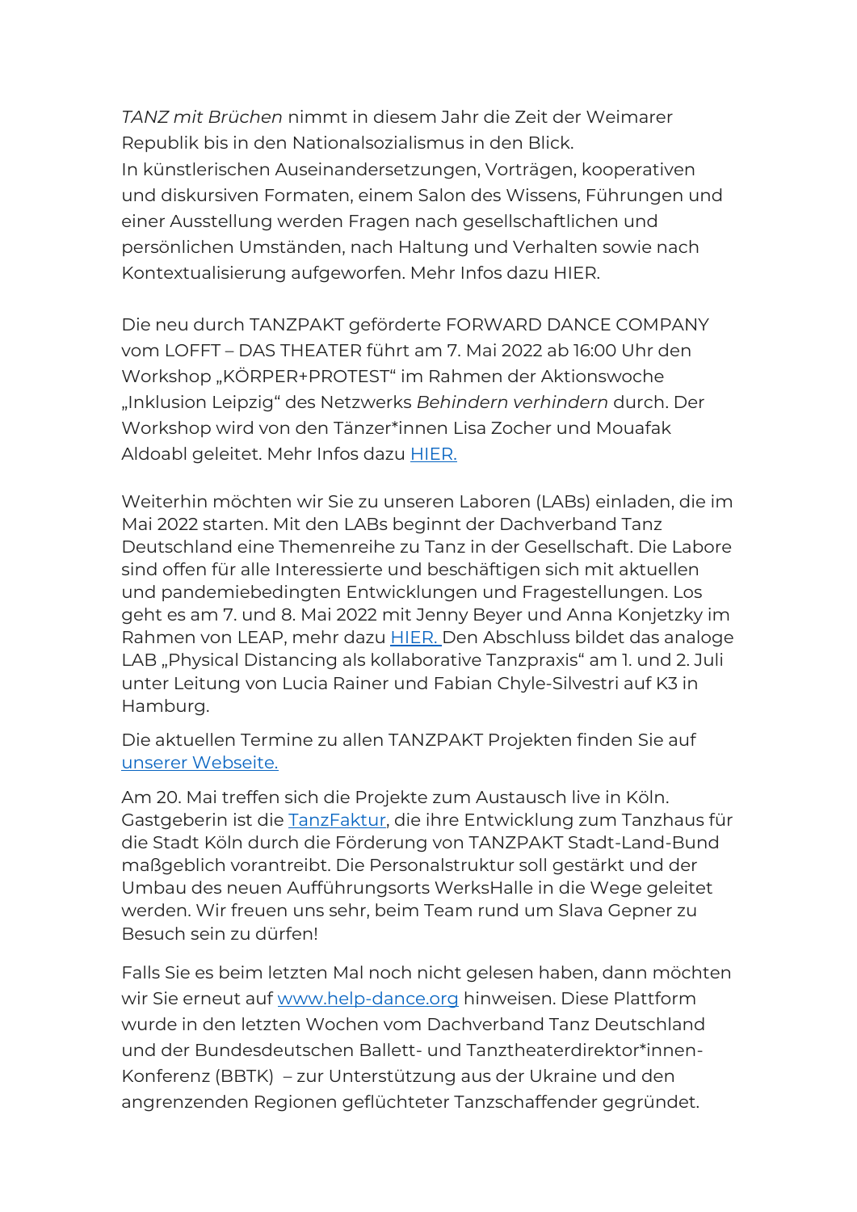*TANZ mit Brüchen* nimmt in diesem Jahr die Zeit der Weimarer Republik bis in den Nationalsozialismus in den Blick.
In künstlerischen Auseinandersetzungen, Vorträgen, kooperativen und diskursiven Formaten, einem Salon des Wissens, Führungen und einer Ausstellung werden Fragen nach gesellschaftlichen und persönlichen Umständen, nach Haltung und Verhalten sowie nach Kontextualisierung aufgeworfen. Mehr Infos dazu HIER.

Die neu durch TANZPAKT geförderte FORWARD DANCE COMPANY vom LOFFT – DAS THEATER führt am 7. Mai 2022 ab 16:00 Uhr den Workshop „KÖRPER+PROTEST" im Rahmen der Aktionswoche „Inklusion Leipzig" des Netzwerks *Behindern verhindern* durch. Der Workshop wird von den Tänzer*innen Lisa Zocher und Mouafak Aldoabl geleitet. Mehr Infos dazu [HIER.]

Weiterhin möchten wir Sie zu unseren Laboren (LABs) einladen, die im Mai 2022 starten. Mit den LABs beginnt der Dachverband Tanz Deutschland eine Themenreihe zu Tanz in der Gesellschaft. Die Labore sind offen für alle Interessierte und beschäftigen sich mit aktuellen und pandemiebedingten Entwicklungen und Fragestellungen. Los geht es am 7. und 8. Mai 2022 mit Jenny Beyer und Anna Konjetzky im Rahmen von LEAP, mehr dazu [HIER.] Den Abschluss bildet das analoge LAB „Physical Distancing als kollaborative Tanzpraxis" am 1. und 2. Juli unter Leitung von Lucia Rainer und Fabian Chyle-Silvestri auf K3 in Hamburg.

Die aktuellen Termine zu allen TANZPAKT Projekten finden Sie auf [unserer Webseite.]

Am 20. Mai treffen sich die Projekte zum Austausch live in Köln. Gastgeberin ist die [TanzFaktur], die ihre Entwicklung zum Tanzhaus für die Stadt Köln durch die Förderung von TANZPAKT Stadt-Land-Bund maßgeblich vorantreibt. Die Personalstruktur soll gestärkt und der Umbau des neuen Aufführungsorts WerksHalle in die Wege geleitet werden. Wir freuen uns sehr, beim Team rund um Slava Gepner zu Besuch sein zu dürfen!

Falls Sie es beim letzten Mal noch nicht gelesen haben, dann möchten wir Sie erneut auf [www.help-dance.org] hinweisen. Diese Plattform wurde in den letzten Wochen vom Dachverband Tanz Deutschland und der Bundesdeutschen Ballett- und Tanztheaterdirektor*innen-Konferenz (BBTK) – zur Unterstützung aus der Ukraine und den angrenzenden Regionen geflüchteter Tanzschaffender gegründet.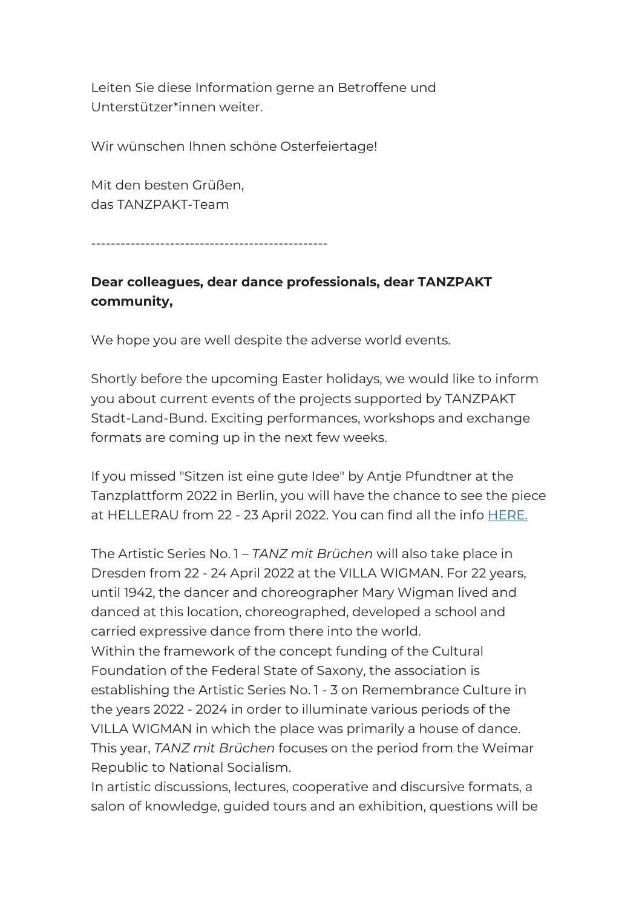Leiten Sie diese Information gerne an Betroffene und Unterstützer*innen weiter.

Wir wünschen Ihnen schöne Osterfeiertage!

Mit den besten Grüßen,
das TANZPAKT-Team

------------------------------------------------

**Dear colleagues, dear dance professionals, dear TANZPAKT community,**

We hope you are well despite the adverse world events.

Shortly before the upcoming Easter holidays, we would like to inform you about current events of the projects supported by TANZPAKT Stadt-Land-Bund. Exciting performances, workshops and exchange formats are coming up in the next few weeks.

If you missed "Sitzen ist eine gute Idee" by Antje Pfundtner at the Tanzplattform 2022 in Berlin, you will have the chance to see the piece at HELLERAU from 22 - 23 April 2022. You can find all the info [HERE.]()

The Artistic Series No. 1 – *TANZ mit Brüchen* will also take place in Dresden from 22 - 24 April 2022 at the VILLA WIGMAN. For 22 years, until 1942, the dancer and choreographer Mary Wigman lived and danced at this location, choreographed, developed a school and carried expressive dance from there into the world.
Within the framework of the concept funding of the Cultural Foundation of the Federal State of Saxony, the association is establishing the Artistic Series No. 1 - 3 on Remembrance Culture in the years 2022 - 2024 in order to illuminate various periods of the VILLA WIGMAN in which the place was primarily a house of dance. This year, *TANZ mit Brüchen* focuses on the period from the Weimar Republic to National Socialism.
In artistic discussions, lectures, cooperative and discursive formats, a salon of knowledge, guided tours and an exhibition, questions will be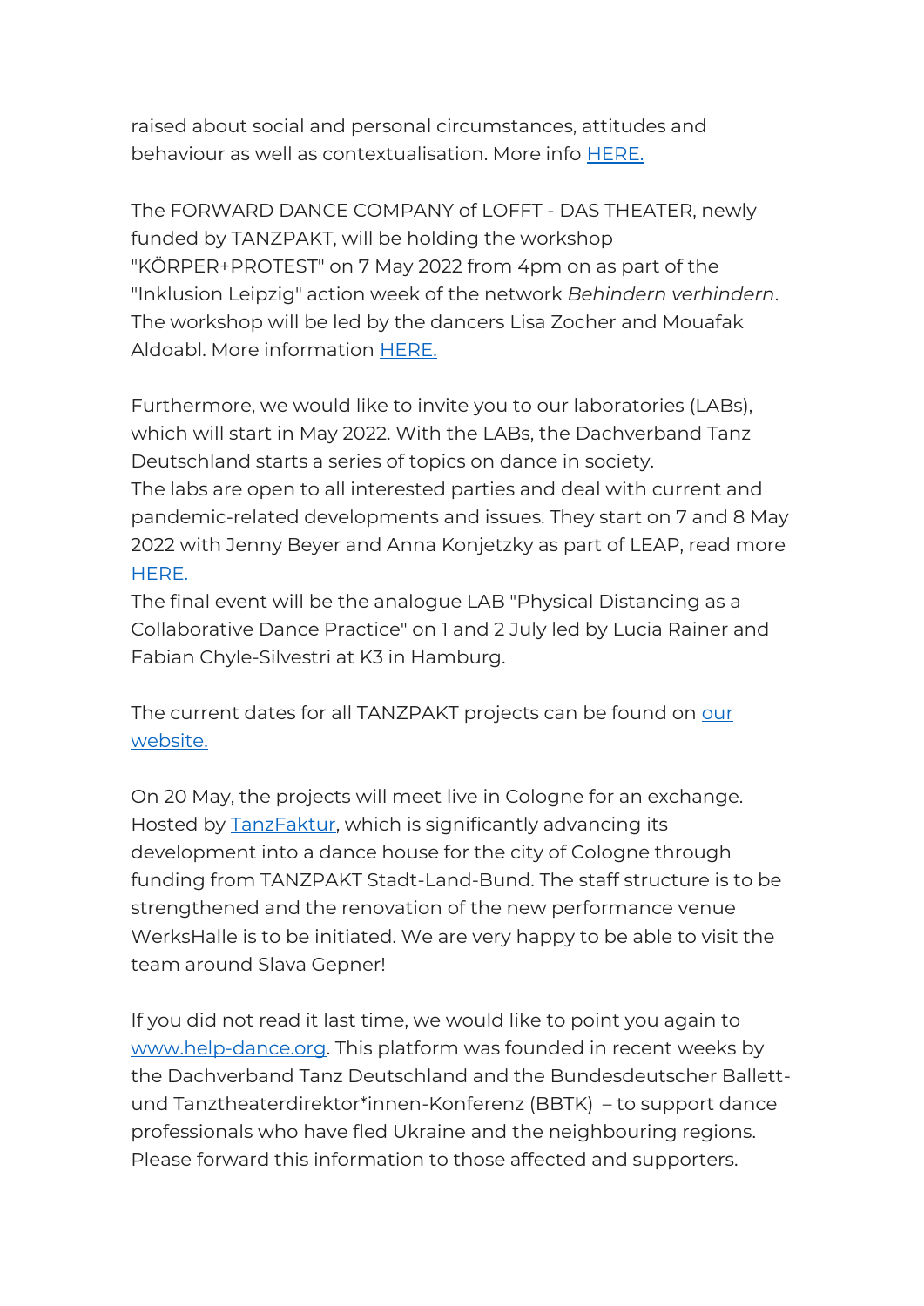raised about social and personal circumstances, attitudes and behaviour as well as contextualisation. More info [HERE.]

The FORWARD DANCE COMPANY of LOFFT - DAS THEATER, newly funded by TANZPAKT, will be holding the workshop "KÖRPER+PROTEST" on 7 May 2022 from 4pm on as part of the "Inklusion Leipzig" action week of the network *Behindern verhindern*. The workshop will be led by the dancers Lisa Zocher and Mouafak Aldoabl. More information [HERE.]

Furthermore, we would like to invite you to our laboratories (LABs), which will start in May 2022. With the LABs, the Dachverband Tanz Deutschland starts a series of topics on dance in society.
The labs are open to all interested parties and deal with current and pandemic-related developments and issues. They start on 7 and 8 May 2022 with Jenny Beyer and Anna Konjetzky as part of LEAP, read more [HERE.]
The final event will be the analogue LAB "Physical Distancing as a Collaborative Dance Practice" on 1 and 2 July led by Lucia Rainer and Fabian Chyle-Silvestri at K3 in Hamburg.

The current dates for all TANZPAKT projects can be found on [our website.]

On 20 May, the projects will meet live in Cologne for an exchange. Hosted by [TanzFaktur], which is significantly advancing its development into a dance house for the city of Cologne through funding from TANZPAKT Stadt-Land-Bund. The staff structure is to be strengthened and the renovation of the new performance venue WerksHalle is to be initiated. We are very happy to be able to visit the team around Slava Gepner!

If you did not read it last time, we would like to point you again to [www.help-dance.org]. This platform was founded in recent weeks by the Dachverband Tanz Deutschland and the Bundesdeutscher Ballett- und Tanztheaterdirektor*innen-Konferenz (BBTK) – to support dance professionals who have fled Ukraine and the neighbouring regions. Please forward this information to those affected and supporters.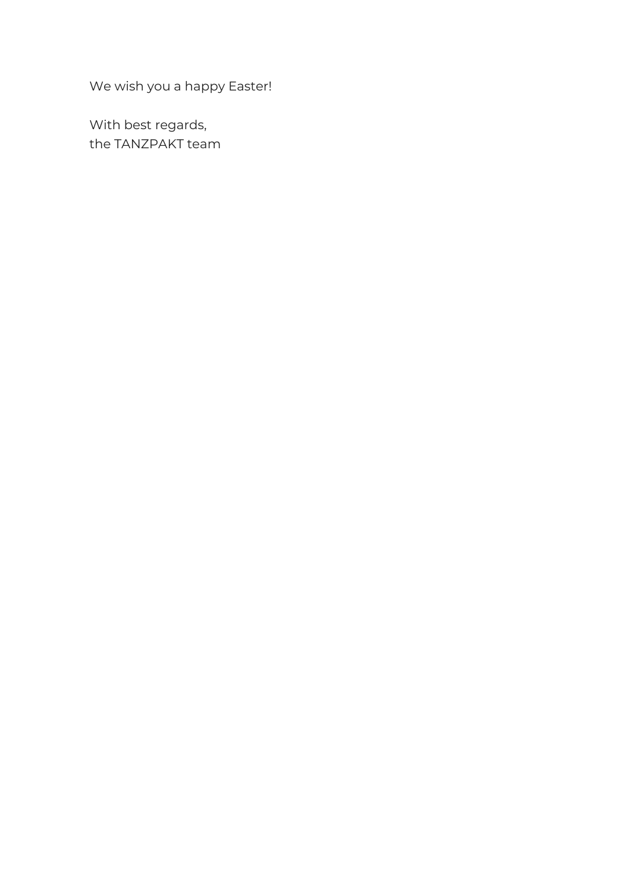We wish you a happy Easter!

With best regards,  
the TANZPAKT team